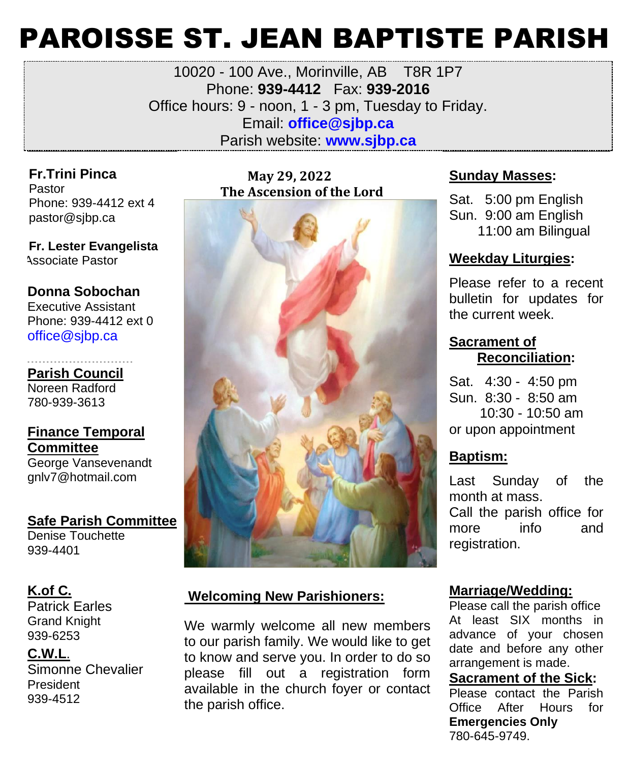# PAROISSE ST. JEAN BAPTISTE PARISH

10020 - 100 Ave., Morinville, AB T8R 1P7
Phone: **939-4412** Fax: **939-2016**
Office hours: 9 - noon, 1 - 3 pm, Tuesday to Friday.
Email: **office@sjbp.ca**
Parish website: **www.sjbp.ca**

**Fr.Trini Pinca**
Pastor
Phone: 939-4412 ext 4
pastor@sjbp.ca

**Fr. Lester Evangelista**
Associate Pastor

**Donna Sobochan**
Executive Assistant
Phone: 939-4412 ext 0
office@sjbp.ca

**Parish Council**
Noreen Radford
780-939-3613

**Finance Temporal Committee**
George Vansevenandt
gnlv7@hotmail.com

**Safe Parish Committee**
Denise Touchette
939-4401

**K.of C.**
Patrick Earles
Grand Knight
939-6253

**C.W.L.**
Simonne Chevalier
President
939-4512

**May 29, 2022**
**The Ascension of the Lord**

## Welcoming New Parishioners:

We warmly welcome all new members to our parish family. We would like to get to know and serve you. In order to do so please fill out a registration form available in the church foyer or contact the parish office.

## Sunday Masses:

Sat. 5:00 pm English
Sun. 9:00 am English
11:00 am Bilingual

## Weekday Liturgies:

Please refer to a recent bulletin for updates for the current week.

## Sacrament of Reconciliation:

Sat. 4:30 - 4:50 pm
Sun. 8:30 - 8:50 am
10:30 - 10:50 am
or upon appointment

## Baptism:

Last Sunday of the month at mass.
Call the parish office for more info and registration.

## Marriage/Wedding:

Please call the parish office At least SIX months in advance of your chosen date and before any other arrangement is made.

## Sacrament of the Sick:

Please contact the Parish Office After Hours for **Emergencies Only** 780-645-9749.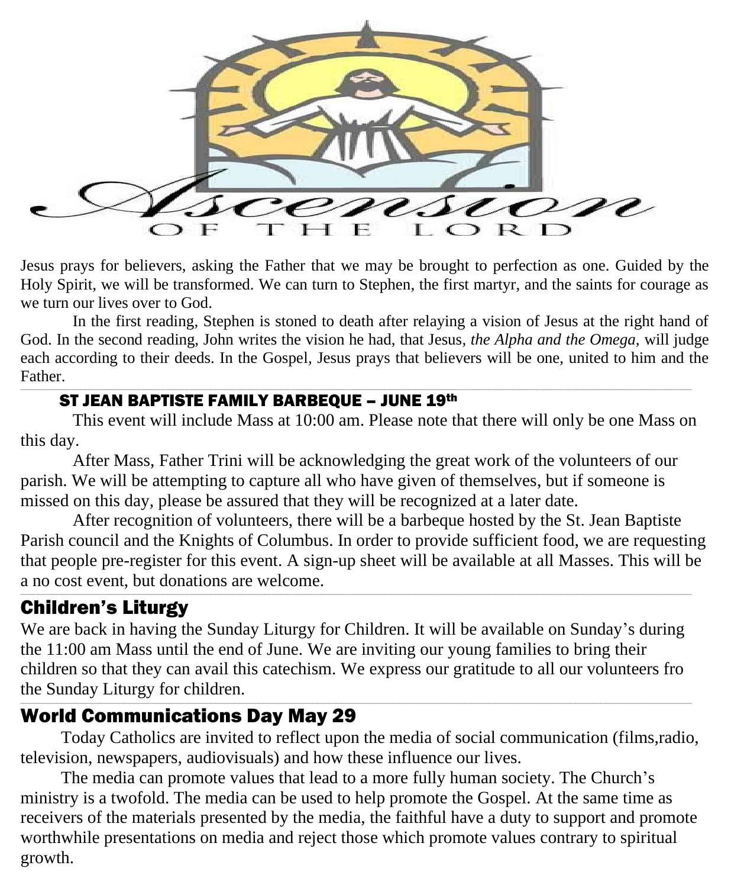# Ascension OF THE LORD

Jesus prays for believers, asking the Father that we may be brought to perfection as one. Guided by the Holy Spirit, we will be transformed. We can turn to Stephen, the first martyr, and the saints for courage as we turn our lives over to God.

In the first reading, Stephen is stoned to death after relaying a vision of Jesus at the right hand of God. In the second reading, John writes the vision he had, that Jesus, *the Alpha and the Omega,* will judge each according to their deeds. In the Gospel, Jesus prays that believers will be one, united to him and the Father.

## ST JEAN BAPTISTE FAMILY BARBEQUE – JUNE 19th

This event will include Mass at 10:00 am. Please note that there will only be one Mass on this day.

After Mass, Father Trini will be acknowledging the great work of the volunteers of our parish. We will be attempting to capture all who have given of themselves, but if someone is missed on this day, please be assured that they will be recognized at a later date.

After recognition of volunteers, there will be a barbeque hosted by the St. Jean Baptiste Parish council and the Knights of Columbus. In order to provide sufficient food, we are requesting that people pre-register for this event. A sign-up sheet will be available at all Masses. This will be a no cost event, but donations are welcome.

## Children's Liturgy

We are back in having the Sunday Liturgy for Children. It will be available on Sunday's during the 11:00 am Mass until the end of June. We are inviting our young families to bring their children so that they can avail this catechism. We express our gratitude to all our volunteers fro the Sunday Liturgy for children.

## World Communications Day May 29

Today Catholics are invited to reflect upon the media of social communication (films,radio, television, newspapers, audiovisuals) and how these influence our lives.

The media can promote values that lead to a more fully human society. The Church's ministry is a twofold. The media can be used to help promote the Gospel. At the same time as receivers of the materials presented by the media, the faithful have a duty to support and promote worthwhile presentations on media and reject those which promote values contrary to spiritual growth.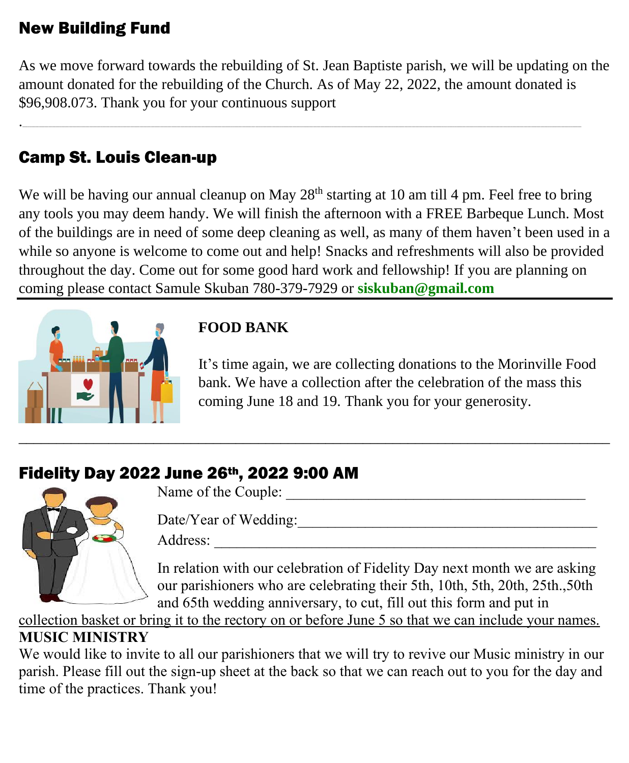## New Building Fund

As we move forward towards the rebuilding of St. Jean Baptiste parish, we will be updating on the amount donated for the rebuilding of the Church. As of May 22, 2022, the amount donated is $96,908.073. Thank you for your continuous support

.

---

## Camp St. Louis Clean-up

We will be having our annual cleanup on May 28th starting at 10 am till 4 pm. Feel free to bring any tools you may deem handy. We will finish the afternoon with a FREE Barbeque Lunch. Most of the buildings are in need of some deep cleaning as well, as many of them haven't been used in a while so anyone is welcome to come out and help! Snacks and refreshments will also be provided throughout the day. Come out for some good hard work and fellowship! If you are planning on coming please contact Samule Skuban 780-379-7929 or **siskuban@gmail.com**

---

**FOOD BANK**

It's time again, we are collecting donations to the Morinville Food bank. We have a collection after the celebration of the mass this coming June 18 and 19. Thank you for your generosity.

---

## Fidelity Day 2022 June 26th, 2022 9:00 AM

Name of the Couple: ________________________________________

Date/Year of Wedding:________________________________________

Address: ___________________________________________________

In relation with our celebration of Fidelity Day next month we are asking our parishioners who are celebrating their 5th, 10th, 5th, 20th, 25th.,50th and 65th wedding anniversary, to cut, fill out this form and put in collection basket or bring it to the rectory on or before June 5 so that we can include your names.

**MUSIC MINISTRY**

We would like to invite to all our parishioners that we will try to revive our Music ministry in our parish. Please fill out the sign-up sheet at the back so that we can reach out to you for the day and time of the practices. Thank you!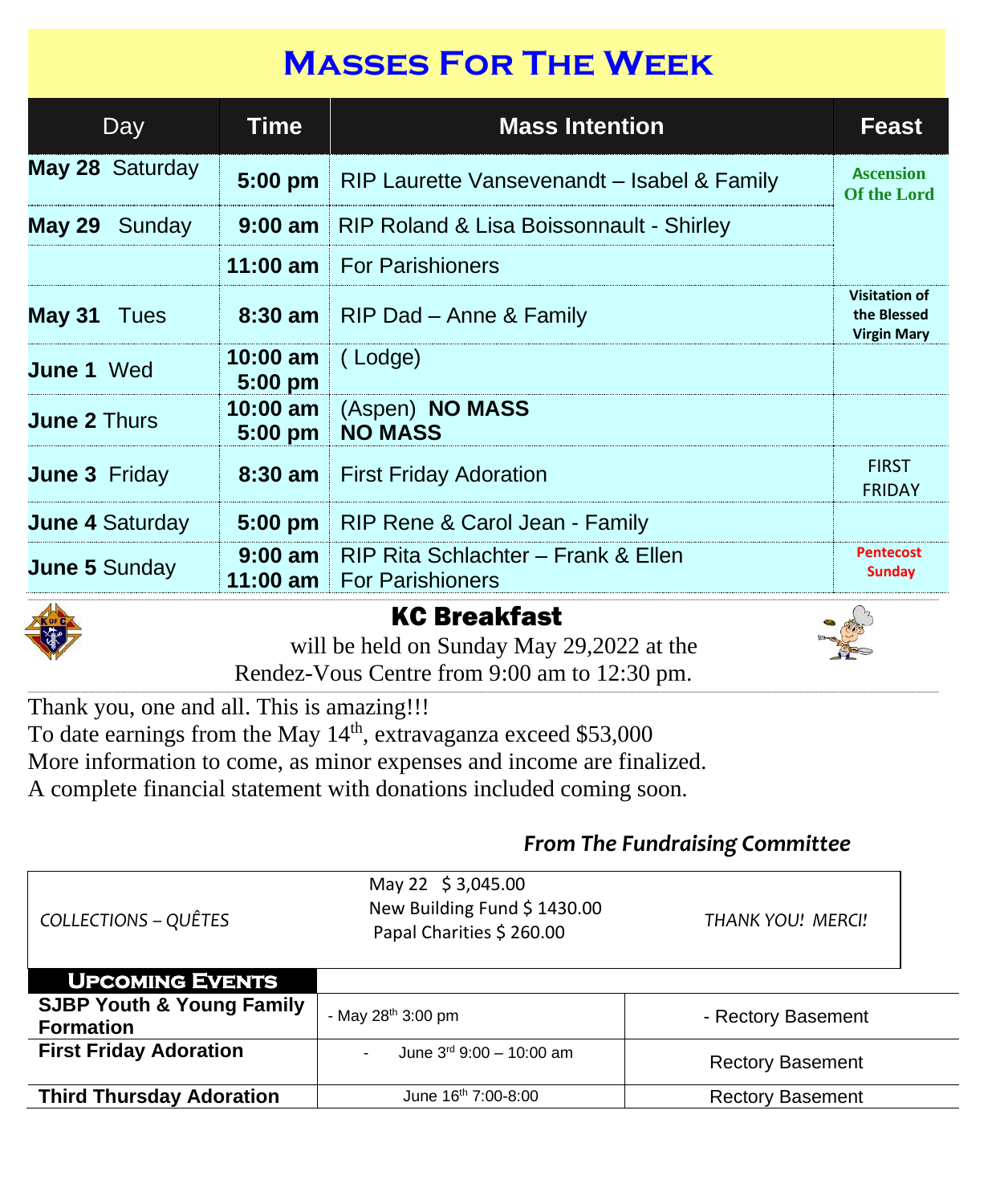# Masses For The Week

| Day | Time | Mass Intention | Feast |
|---|---|---|---|
| **May 28** Saturday | **5:00 pm** | RIP Laurette Vansevenandt – Isabel & Family | Ascension Of the Lord |
| **May 29** Sunday | **9:00 am** | RIP Roland & Lisa Boissonnault - Shirley | |
| | **11:00 am** | For Parishioners | |
| **May 31** Tues | **8:30 am** | RIP Dad – Anne & Family | Visitation of the Blessed Virgin Mary |
| **June 1** Wed | **10:00 am** **5:00 pm** | ( Lodge) | |
| **June 2** Thurs | **10:00 am** **5:00 pm** | (Aspen) **NO MASS** **NO MASS** | |
| **June 3** Friday | **8:30 am** | First Friday Adoration | FIRST FRIDAY |
| **June 4** Saturday | **5:00 pm** | RIP Rene & Carol Jean - Family | |
| **June 5** Sunday | **9:00 am** **11:00 am** | RIP Rita Schlachter – Frank & Ellen For Parishioners | Pentecost Sunday |

## KC Breakfast

will be held on Sunday May 29,2022 at the Rendez-Vous Centre from 9:00 am to 12:30 pm.

Thank you, one and all. This is amazing!!!
To date earnings from the May 14th, extravaganza exceed $53,000
More information to come, as minor expenses and income are finalized.
A complete financial statement with donations included coming soon.

***From The Fundraising Committee***

| | | |
|---|---|---|
| *COLLECTIONS – QUÊTES* | May 22 $ 3,045.00<br>New Building Fund $ 1430.00<br>Papal Charities $ 260.00 | *THANK YOU! MERCI!* |

## Upcoming Events

| | | |
|---|---|---|
| **SJBP Youth & Young Family Formation** | - May 28th 3:00 pm | - Rectory Basement |
| **First Friday Adoration** | - June 3rd 9:00 – 10:00 am | Rectory Basement |
| **Third Thursday Adoration** | June 16th 7:00-8:00 | Rectory Basement |